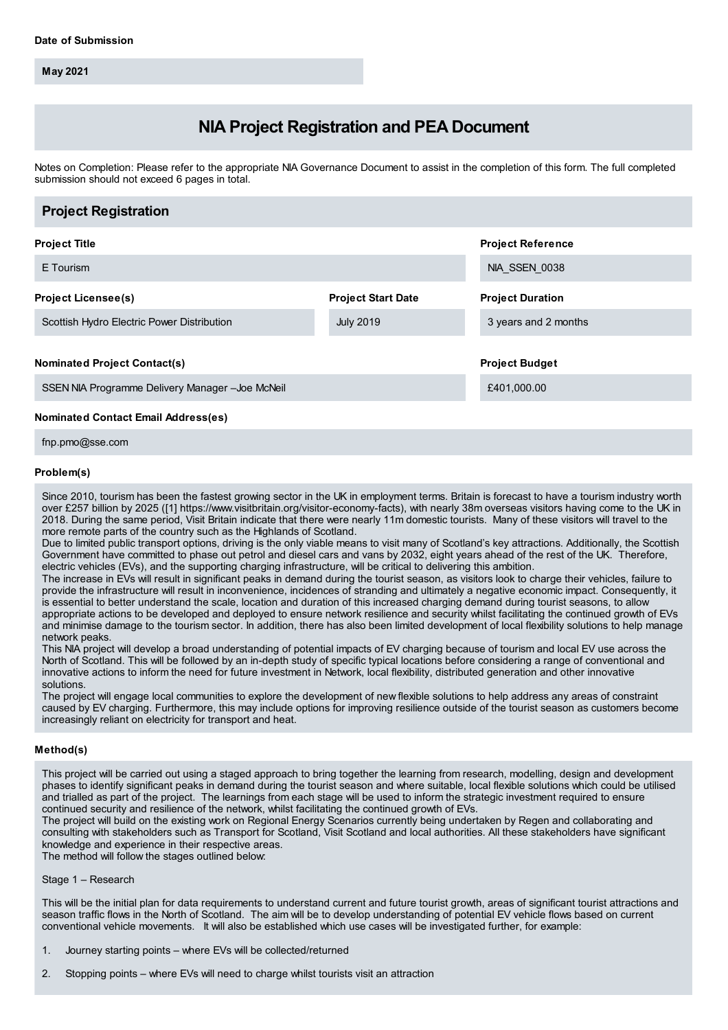**Date of Submission**

May 2021

# NIA Project Registration and PEA Document

Notes on Completion: Please refer to the appropriate NIA Governance Document to assist in the completion of this form. The full completed submission should not exceed 6 pages in total.

## Project Registration

**Project Title**

E Tourism

**Project Reference**

NIA_SSEN_0038

**Project Licensee(s)**

Scottish Hydro Electric Power Distribution

**Project Start Date**

July 2019

**Project Duration**

3 years and 2 months

**Nominated Project Contact(s)**

SSEN NIA Programme Delivery Manager –Joe McNeil

**Project Budget**

£401,000.00

**Nominated Contact Email Address(es)**

fnp.pmo@sse.com

**Problem(s)**

Since 2010, tourism has been the fastest growing sector in the UK in employment terms. Britain is forecast to have a tourism industry worth over £257 billion by 2025 ([1] https://www.visitbritain.org/visitor-economy-facts), with nearly 38m overseas visitors having come to the UK in 2018. During the same period, Visit Britain indicate that there were nearly 11m domestic tourists. Many of these visitors will travel to the more remote parts of the country such as the Highlands of Scotland.

Due to limited public transport options, driving is the only viable means to visit many of Scotland's key attractions. Additionally, the Scottish Government have committed to phase out petrol and diesel cars and vans by 2032, eight years ahead of the rest of the UK. Therefore, electric vehicles (EVs), and the supporting charging infrastructure, will be critical to delivering this ambition.

The increase in EVs will result in significant peaks in demand during the tourist season, as visitors look to charge their vehicles, failure to provide the infrastructure will result in inconvenience, incidences of stranding and ultimately a negative economic impact. Consequently, it is essential to better understand the scale, location and duration of this increased charging demand during tourist seasons, to allow appropriate actions to be developed and deployed to ensure network resilience and security whilst facilitating the continued growth of EVs and minimise damage to the tourism sector. In addition, there has also been limited development of local flexibility solutions to help manage network peaks.

This NIA project will develop a broad understanding of potential impacts of EV charging because of tourism and local EV use across the North of Scotland. This will be followed by an in-depth study of specific typical locations before considering a range of conventional and innovative actions to inform the need for future investment in Network, local flexibility, distributed generation and other innovative solutions.

The project will engage local communities to explore the development of new flexible solutions to help address any areas of constraint caused by EV charging. Furthermore, this may include options for improving resilience outside of the tourist season as customers become increasingly reliant on electricity for transport and heat.

**Method(s)**

This project will be carried out using a staged approach to bring together the learning from research, modelling, design and development phases to identify significant peaks in demand during the tourist season and where suitable, local flexible solutions which could be utilised and trialled as part of the project. The learnings from each stage will be used to inform the strategic investment required to ensure continued security and resilience of the network, whilst facilitating the continued growth of EVs.

The project will build on the existing work on Regional Energy Scenarios currently being undertaken by Regen and collaborating and consulting with stakeholders such as Transport for Scotland, Visit Scotland and local authorities. All these stakeholders have significant knowledge and experience in their respective areas.

The method will follow the stages outlined below:

Stage 1 – Research

This will be the initial plan for data requirements to understand current and future tourist growth, areas of significant tourist attractions and season traffic flows in the North of Scotland. The aim will be to develop understanding of potential EV vehicle flows based on current conventional vehicle movements. It will also be established which use cases will be investigated further, for example:

1. Journey starting points – where EVs will be collected/returned
2. Stopping points – where EVs will need to charge whilst tourists visit an attraction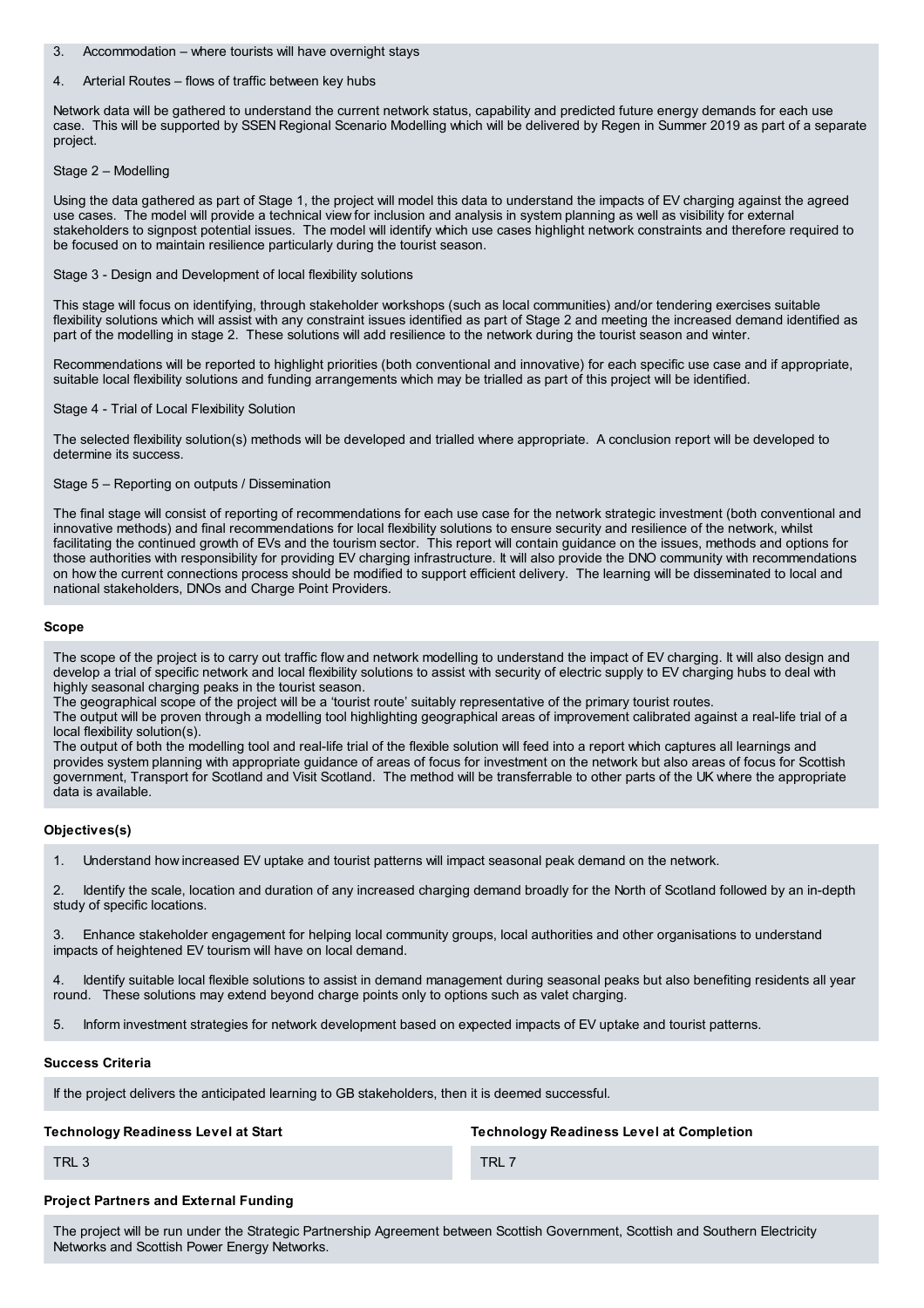3. Accommodation – where tourists will have overnight stays

4. Arterial Routes – flows of traffic between key hubs

Network data will be gathered to understand the current network status, capability and predicted future energy demands for each use case. This will be supported by SSEN Regional Scenario Modelling which will be delivered by Regen in Summer 2019 as part of a separate project.

Stage 2 – Modelling

Using the data gathered as part of Stage 1, the project will model this data to understand the impacts of EV charging against the agreed use cases. The model will provide a technical view for inclusion and analysis in system planning as well as visibility for external stakeholders to signpost potential issues. The model will identify which use cases highlight network constraints and therefore required to be focused on to maintain resilience particularly during the tourist season.

Stage 3 - Design and Development of local flexibility solutions

This stage will focus on identifying, through stakeholder workshops (such as local communities) and/or tendering exercises suitable flexibility solutions which will assist with any constraint issues identified as part of Stage 2 and meeting the increased demand identified as part of the modelling in stage 2. These solutions will add resilience to the network during the tourist season and winter.

Recommendations will be reported to highlight priorities (both conventional and innovative) for each specific use case and if appropriate, suitable local flexibility solutions and funding arrangements which may be trialled as part of this project will be identified.

Stage 4 - Trial of Local Flexibility Solution

The selected flexibility solution(s) methods will be developed and trialled where appropriate. A conclusion report will be developed to determine its success.

Stage 5 – Reporting on outputs / Dissemination

The final stage will consist of reporting of recommendations for each use case for the network strategic investment (both conventional and innovative methods) and final recommendations for local flexibility solutions to ensure security and resilience of the network, whilst facilitating the continued growth of EVs and the tourism sector. This report will contain guidance on the issues, methods and options for those authorities with responsibility for providing EV charging infrastructure. It will also provide the DNO community with recommendations on how the current connections process should be modified to support efficient delivery. The learning will be disseminated to local and national stakeholders, DNOs and Charge Point Providers.

### Scope

The scope of the project is to carry out traffic flow and network modelling to understand the impact of EV charging. It will also design and develop a trial of specific network and local flexibility solutions to assist with security of electric supply to EV charging hubs to deal with highly seasonal charging peaks in the tourist season.
The geographical scope of the project will be a 'tourist route' suitably representative of the primary tourist routes.
The output will be proven through a modelling tool highlighting geographical areas of improvement calibrated against a real-life trial of a local flexibility solution(s).
The output of both the modelling tool and real-life trial of the flexible solution will feed into a report which captures all learnings and provides system planning with appropriate guidance of areas of focus for investment on the network but also areas of focus for Scottish government, Transport for Scotland and Visit Scotland. The method will be transferrable to other parts of the UK where the appropriate data is available.

### Objectives(s)

1. Understand how increased EV uptake and tourist patterns will impact seasonal peak demand on the network.

2. Identify the scale, location and duration of any increased charging demand broadly for the North of Scotland followed by an in-depth study of specific locations.

3. Enhance stakeholder engagement for helping local community groups, local authorities and other organisations to understand impacts of heightened EV tourism will have on local demand.

4. Identify suitable local flexible solutions to assist in demand management during seasonal peaks but also benefiting residents all year round. These solutions may extend beyond charge points only to options such as valet charging.

5. Inform investment strategies for network development based on expected impacts of EV uptake and tourist patterns.

### Success Criteria

If the project delivers the anticipated learning to GB stakeholders, then it is deemed successful.

| Technology Readiness Level at Start | Technology Readiness Level at Completion |
|---|---|
| TRL 3 | TRL 7 |

### Project Partners and External Funding

The project will be run under the Strategic Partnership Agreement between Scottish Government, Scottish and Southern Electricity Networks and Scottish Power Energy Networks.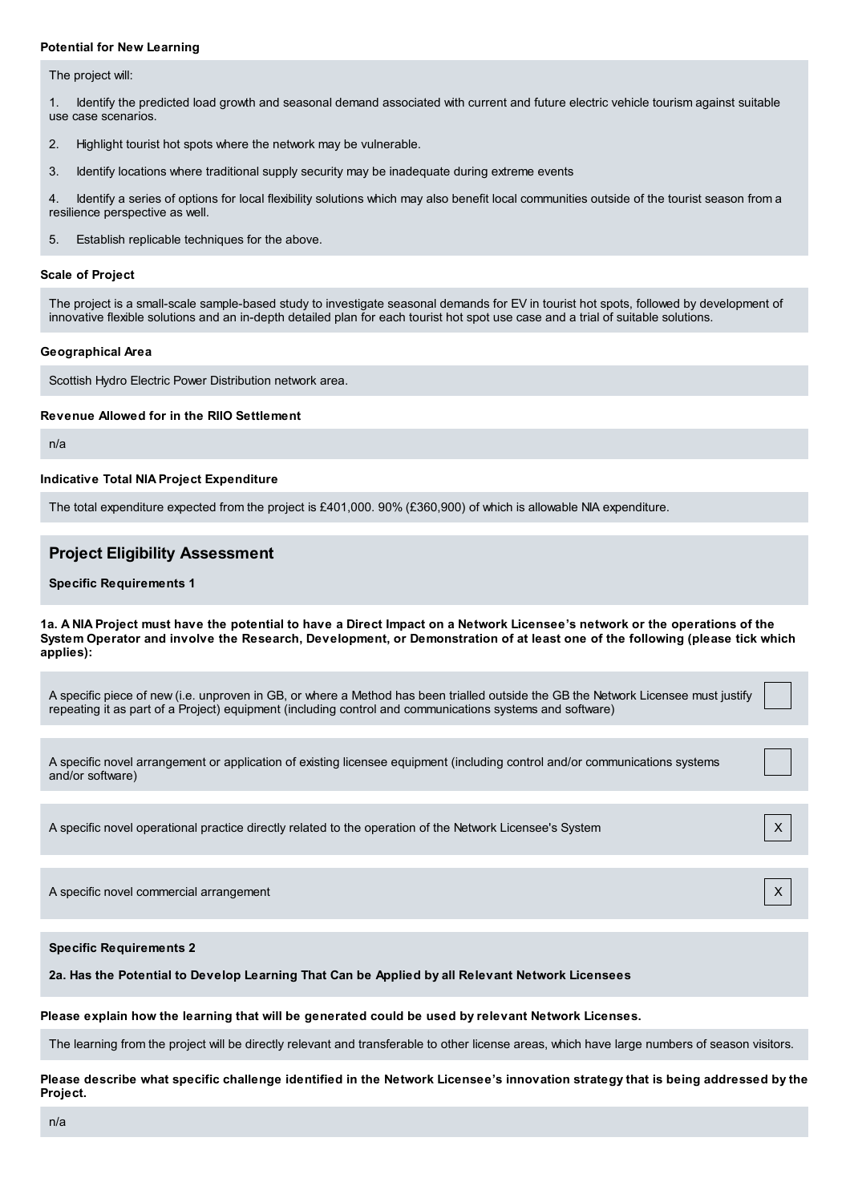#### Potential for New Learning

The project will:

1. Identify the predicted load growth and seasonal demand associated with current and future electric vehicle tourism against suitable use case scenarios.

2. Highlight tourist hot spots where the network may be vulnerable.

3. Identify locations where traditional supply security may be inadequate during extreme events

4. Identify a series of options for local flexibility solutions which may also benefit local communities outside of the tourist season from a resilience perspective as well.

5. Establish replicable techniques for the above.

#### Scale of Project

The project is a small-scale sample-based study to investigate seasonal demands for EV in tourist hot spots, followed by development of innovative flexible solutions and an in-depth detailed plan for each tourist hot spot use case and a trial of suitable solutions.

#### Geographical Area

Scottish Hydro Electric Power Distribution network area.

#### Revenue Allowed for in the RIIO Settlement

n/a

#### Indicative Total NIA Project Expenditure

The total expenditure expected from the project is £401,000. 90% (£360,900) of which is allowable NIA expenditure.

## Project Eligibility Assessment

### Specific Requirements 1

**1a. A NIA Project must have the potential to have a Direct Impact on a Network Licensee's network or the operations of the System Operator and involve the Research, Development, or Demonstration of at least one of the following (please tick which applies):**

| | |
|---|---|
| A specific piece of new (i.e. unproven in GB, or where a Method has been trialled outside the GB the Network Licensee must justify repeating it as part of a Project) equipment (including control and communications systems and software) | |
| A specific novel arrangement or application of existing licensee equipment (including control and/or communications systems and/or software) | |
| A specific novel operational practice directly related to the operation of the Network Licensee's System | X |
| A specific novel commercial arrangement | X |

### Specific Requirements 2

**2a. Has the Potential to Develop Learning That Can be Applied by all Relevant Network Licensees**

**Please explain how the learning that will be generated could be used by relevant Network Licenses.**

The learning from the project will be directly relevant and transferable to other license areas, which have large numbers of season visitors.

**Please describe what specific challenge identified in the Network Licensee's innovation strategy that is being addressed by the Project.**

n/a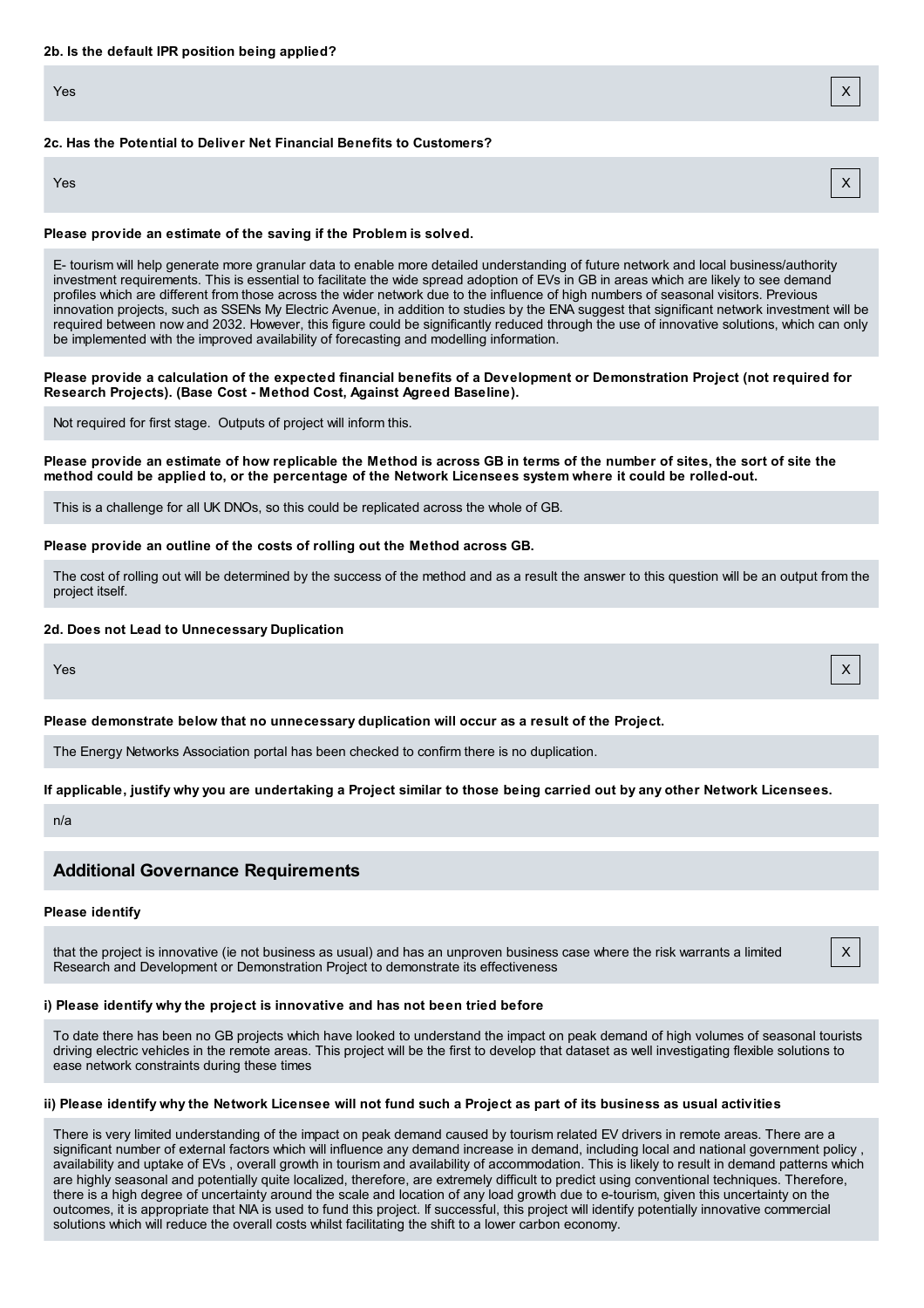**2b. Is the default IPR position being applied?**

Yes X

**2c. Has the Potential to Deliver Net Financial Benefits to Customers?**

Yes X

**Please provide an estimate of the saving if the Problem is solved.**

E- tourism will help generate more granular data to enable more detailed understanding of future network and local business/authority investment requirements. This is essential to facilitate the wide spread adoption of EVs in GB in areas which are likely to see demand profiles which are different from those across the wider network due to the influence of high numbers of seasonal visitors. Previous innovation projects, such as SSENs My Electric Avenue, in addition to studies by the ENA suggest that significant network investment will be required between now and 2032. However, this figure could be significantly reduced through the use of innovative solutions, which can only be implemented with the improved availability of forecasting and modelling information.

**Please provide a calculation of the expected financial benefits of a Development or Demonstration Project (not required for Research Projects). (Base Cost - Method Cost, Against Agreed Baseline).**

Not required for first stage. Outputs of project will inform this.

**Please provide an estimate of how replicable the Method is across GB in terms of the number of sites, the sort of site the method could be applied to, or the percentage of the Network Licensees system where it could be rolled-out.**

This is a challenge for all UK DNOs, so this could be replicated across the whole of GB.

**Please provide an outline of the costs of rolling out the Method across GB.**

The cost of rolling out will be determined by the success of the method and as a result the answer to this question will be an output from the project itself.

**2d. Does not Lead to Unnecessary Duplication**

Yes X

**Please demonstrate below that no unnecessary duplication will occur as a result of the Project.**

The Energy Networks Association portal has been checked to confirm there is no duplication.

**If applicable, justify why you are undertaking a Project similar to those being carried out by any other Network Licensees.**

n/a

## Additional Governance Requirements

**Please identify**

that the project is innovative (ie not business as usual) and has an unproven business case where the risk warrants a limited Research and Development or Demonstration Project to demonstrate its effectiveness X

**i) Please identify why the project is innovative and has not been tried before**

To date there has been no GB projects which have looked to understand the impact on peak demand of high volumes of seasonal tourists driving electric vehicles in the remote areas. This project will be the first to develop that dataset as well investigating flexible solutions to ease network constraints during these times

**ii) Please identify why the Network Licensee will not fund such a Project as part of its business as usual activities**

There is very limited understanding of the impact on peak demand caused by tourism related EV drivers in remote areas. There are a significant number of external factors which will influence any demand increase in demand, including local and national government policy , availability and uptake of EVs , overall growth in tourism and availability of accommodation. This is likely to result in demand patterns which are highly seasonal and potentially quite localized, therefore, are extremely difficult to predict using conventional techniques. Therefore, there is a high degree of uncertainty around the scale and location of any load growth due to e-tourism, given this uncertainty on the outcomes, it is appropriate that NIA is used to fund this project. If successful, this project will identify potentially innovative commercial solutions which will reduce the overall costs whilst facilitating the shift to a lower carbon economy.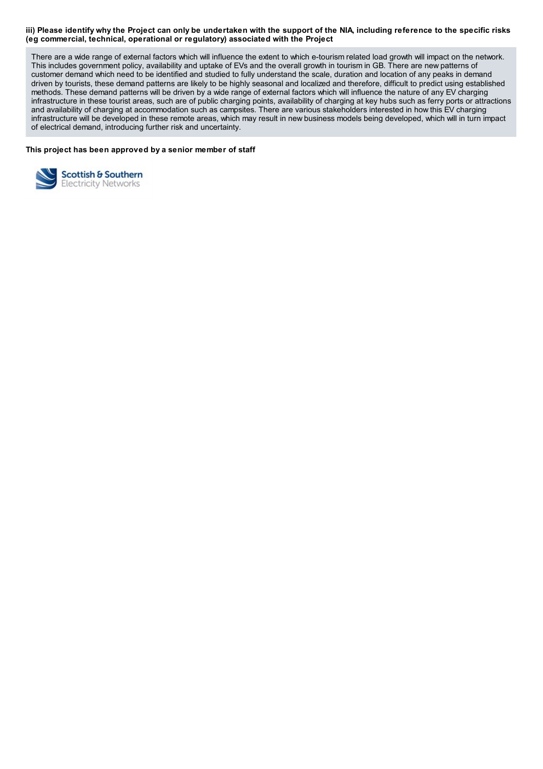**iii) Please identify why the Project can only be undertaken with the support of the NIA, including reference to the specific risks (eg commercial, technical, operational or regulatory) associated with the Project**

There are a wide range of external factors which will influence the extent to which e-tourism related load growth will impact on the network. This includes government policy, availability and uptake of EVs and the overall growth in tourism in GB. There are new patterns of customer demand which need to be identified and studied to fully understand the scale, duration and location of any peaks in demand driven by tourists, these demand patterns are likely to be highly seasonal and localized and therefore, difficult to predict using established methods. These demand patterns will be driven by a wide range of external factors which will influence the nature of any EV charging infrastructure in these tourist areas, such are of public charging points, availability of charging at key hubs such as ferry ports or attractions and availability of charging at accommodation such as campsites. There are various stakeholders interested in how this EV charging infrastructure will be developed in these remote areas, which may result in new business models being developed, which will in turn impact of electrical demand, introducing further risk and uncertainty.

**This project has been approved by a senior member of staff**

Scottish & Southern
Electricity Networks